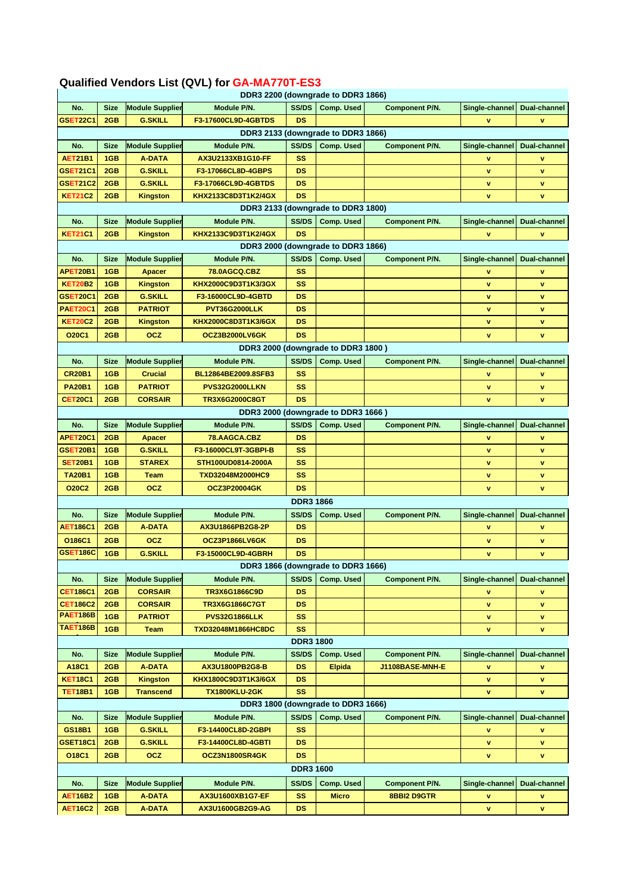## Qualified Vendors List (QVL) for GA-MA770T-ES3

| DDR3 2200 (downgrade to DDR3 1866) | | | | | | | | |
|---|---|---|---|---|---|---|---|---|
| No. | Size | Module Supplier | Module P/N. | SS/DS | Comp. Used | Component P/N. | Single-channel | Dual-channel |
| GSET22C1 | 2GB | G.SKILL | F3-17600CL9D-4GBTDS | DS | | | v | v |
| **DDR3 2133 (downgrade to DDR3 1866)** | | | | | | | | |
| No. | Size | Module Supplier | Module P/N. | SS/DS | Comp. Used | Component P/N. | Single-channel | Dual-channel |
| AET21B1 | 1GB | A-DATA | AX3U2133XB1G10-FF | SS | | | v | v |
| GSET21C1 | 2GB | G.SKILL | F3-17066CL8D-4GBPS | DS | | | v | v |
| GSET21C2 | 2GB | G.SKILL | F3-17066CL9D-4GBTDS | DS | | | v | v |
| KET21C2 | 2GB | Kingston | KHX2133C8D3T1K2/4GX | DS | | | v | v |
| **DDR3 2133 (downgrade to DDR3 1800)** | | | | | | | | |
| No. | Size | Module Supplier | Module P/N. | SS/DS | Comp. Used | Component P/N. | Single-channel | Dual-channel |
| KET21C1 | 2GB | Kingston | KHX2133C9D3T1K2/4GX | DS | | | v | v |
| **DDR3 2000 (downgrade to DDR3 1866)** | | | | | | | | |
| No. | Size | Module Supplier | Module P/N. | SS/DS | Comp. Used | Component P/N. | Single-channel | Dual-channel |
| APET20B1 | 1GB | Apacer | 78.0AGCQ.CBZ | SS | | | v | v |
| KET20B2 | 1GB | Kingston | KHX2000C9D3T1K3/3GX | SS | | | v | v |
| GSET20C1 | 2GB | G.SKILL | F3-16000CL9D-4GBTD | DS | | | v | v |
| PAET20C1 | 2GB | PATRIOT | PVT36G2000LLK | DS | | | v | v |
| KET20C2 | 2GB | Kingston | KHX2000C8D3T1K3/6GX | DS | | | v | v |
| O20C1 | 2GB | OCZ | OCZ3B2000LV6GK | DS | | | v | v |
| **DDR3 2000 (downgrade to DDR3 1800 )** | | | | | | | | |
| No. | Size | Module Supplier | Module P/N. | SS/DS | Comp. Used | Component P/N. | Single-channel | Dual-channel |
| CR20B1 | 1GB | Crucial | BL12864BE2009.8SFB3 | SS | | | v | v |
| PA20B1 | 1GB | PATRIOT | PVS32G2000LLKN | SS | | | v | v |
| CET20C1 | 2GB | CORSAIR | TR3X6G2000C8GT | DS | | | v | v |
| **DDR3 2000 (downgrade to DDR3 1666 )** | | | | | | | | |
| No. | Size | Module Supplier | Module P/N. | SS/DS | Comp. Used | Component P/N. | Single-channel | Dual-channel |
| APET20C1 | 2GB | Apacer | 78.AAGCA.CBZ | DS | | | v | v |
| GSET20B1 | 1GB | G.SKILL | F3-16000CL9T-3GBPI-B | SS | | | v | v |
| SET20B1 | 1GB | STAREX | STH100UD0814-2000A | SS | | | v | v |
| TA20B1 | 1GB | Team | TXD32048M2000HC9 | SS | | | v | v |
| O20C2 | 2GB | OCZ | OCZ3P20004GK | DS | | | v | v |
| **DDR3 1866** | | | | | | | | |
| No. | Size | Module Supplier | Module P/N. | SS/DS | Comp. Used | Component P/N. | Single-channel | Dual-channel |
| AET186C1 | 2GB | A-DATA | AX3U1866PB2G8-2P | DS | | | v | v |
| O186C1 | 2GB | OCZ | OCZ3P1866LV6GK | DS | | | v | v |
| GSET186C | 1GB | G.SKILL | F3-15000CL9D-4GBRH | DS | | | v | v |
| **DDR3 1866 (downgrade to DDR3 1666)** | | | | | | | | |
| No. | Size | Module Supplier | Module P/N. | SS/DS | Comp. Used | Component P/N. | Single-channel | Dual-channel |
| CET186C1 | 2GB | CORSAIR | TR3X6G1866C9D | DS | | | v | v |
| CET186C2 | 2GB | CORSAIR | TR3X6G1866C7GT | DS | | | v | v |
| PAET186B | 1GB | PATRIOT | PVS32G1866LLK | SS | | | v | v |
| TAET186B | 1GB | Team | TXD32048M1866HC8DC | SS | | | v | v |
| **DDR3 1800** | | | | | | | | |
| No. | Size | Module Supplier | Module P/N. | SS/DS | Comp. Used | Component P/N. | Single-channel | Dual-channel |
| A18C1 | 2GB | A-DATA | AX3U1800PB2G8-B | DS | Elpida | J1108BASE-MNH-E | v | v |
| KET18C1 | 2GB | Kingston | KHX1800C9D3T1K3/6GX | DS | | | v | v |
| TET18B1 | 1GB | Transcend | TX1800KLU-2GK | SS | | | v | v |
| **DDR3 1800 (downgrade to DDR3 1666)** | | | | | | | | |
| No. | Size | Module Supplier | Module P/N. | SS/DS | Comp. Used | Component P/N. | Single-channel | Dual-channel |
| GS18B1 | 1GB | G.SKILL | F3-14400CL8D-2GBPI | SS | | | v | v |
| GSET18C1 | 2GB | G.SKILL | F3-14400CL8D-4GBTI | DS | | | v | v |
| O18C1 | 2GB | OCZ | OCZ3N1800SR4GK | DS | | | v | v |
| **DDR3 1600** | | | | | | | | |
| No. | Size | Module Supplier | Module P/N. | SS/DS | Comp. Used | Component P/N. | Single-channel | Dual-channel |
| AET16B2 | 1GB | A-DATA | AX3U1600XB1G7-EF | SS | Micro | 8BBI2 D9GTR | v | v |
| AET16C2 | 2GB | A-DATA | AX3U1600GB2G9-AG | DS | | | v | v |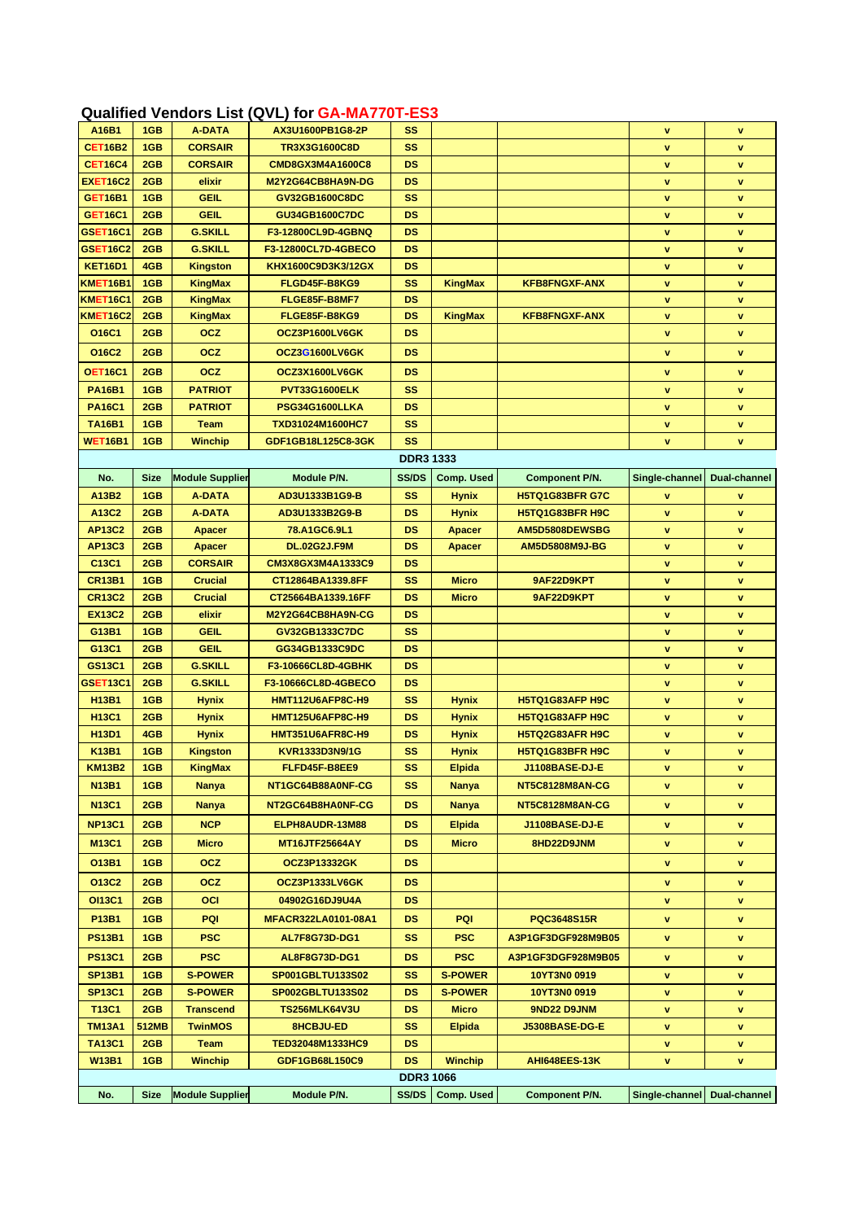# Qualified Vendors List (QVL) for GA-MA770T-ES3

| A16B1 | 1GB | A-DATA | AX3U1600PB1G8-2P | SS | | | v | v |
|---|---|---|---|---|---|---|---|---|
| CET16B2 | 1GB | CORSAIR | TR3X3G1600C8D | SS | | | v | v |
| CET16C4 | 2GB | CORSAIR | CMD8GX3M4A1600C8 | DS | | | v | v |
| EXET16C2 | 2GB | elixir | M2Y2G64CB8HA9N-DG | DS | | | v | v |
| GET16B1 | 1GB | GEIL | GV32GB1600C8DC | SS | | | v | v |
| GET16C1 | 2GB | GEIL | GU34GB1600C7DC | DS | | | v | v |
| GSET16C1 | 2GB | G.SKILL | F3-12800CL9D-4GBNQ | DS | | | v | v |
| GSET16C2 | 2GB | G.SKILL | F3-12800CL7D-4GBECO | DS | | | v | v |
| KET16D1 | 4GB | Kingston | KHX1600C9D3K3/12GX | DS | | | v | v |
| KMET16B1 | 1GB | KingMax | FLGD45F-B8KG9 | SS | KingMax | KFB8FNGXF-ANX | v | v |
| KMET16C1 | 2GB | KingMax | FLGE85F-B8MF7 | DS | | | v | v |
| KMET16C2 | 2GB | KingMax | FLGE85F-B8KG9 | DS | KingMax | KFB8FNGXF-ANX | v | v |
| O16C1 | 2GB | OCZ | OCZ3P1600LV6GK | DS | | | v | v |
| O16C2 | 2GB | OCZ | OCZ3G1600LV6GK | DS | | | v | v |
| OET16C1 | 2GB | OCZ | OCZ3X1600LV6GK | DS | | | v | v |
| PA16B1 | 1GB | PATRIOT | PVT33G1600ELK | SS | | | v | v |
| PA16C1 | 2GB | PATRIOT | PSG34G1600LLKA | DS | | | v | v |
| TA16B1 | 1GB | Team | TXD31024M1600HC7 | SS | | | v | v |
| WET16B1 | 1GB | Winchip | GDF1GB18L125C8-3GK | SS | | | v | v |
| | | | | **DDR3 1333** | | | | |
| **No.** | **Size** | **Module Supplier** | **Module P/N.** | **SS/DS** | **Comp. Used** | **Component P/N.** | **Single-channel** | **Dual-channel** |
| A13B2 | 1GB | A-DATA | AD3U1333B1G9-B | SS | Hynix | H5TQ1G83BFR G7C | v | v |
| A13C2 | 2GB | A-DATA | AD3U1333B2G9-B | DS | Hynix | H5TQ1G83BFR H9C | v | v |
| AP13C2 | 2GB | Apacer | 78.A1GC6.9L1 | DS | Apacer | AM5D5808DEWSBG | v | v |
| AP13C3 | 2GB | Apacer | DL.02G2J.F9M | DS | Apacer | AM5D5808M9J-BG | v | v |
| C13C1 | 2GB | CORSAIR | CM3X8GX3M4A1333C9 | DS | | | v | v |
| CR13B1 | 1GB | Crucial | CT12864BA1339.8FF | SS | Micro | 9AF22D9KPT | v | v |
| CR13C2 | 2GB | Crucial | CT25664BA1339.16FF | DS | Micro | 9AF22D9KPT | v | v |
| EX13C2 | 2GB | elixir | M2Y2G64CB8HA9N-CG | DS | | | v | v |
| G13B1 | 1GB | GEIL | GV32GB1333C7DC | SS | | | v | v |
| G13C1 | 2GB | GEIL | GG34GB1333C9DC | DS | | | v | v |
| GS13C1 | 2GB | G.SKILL | F3-10666CL8D-4GBHK | DS | | | v | v |
| GSET13C1 | 2GB | G.SKILL | F3-10666CL8D-4GBECO | DS | | | v | v |
| H13B1 | 1GB | Hynix | HMT112U6AFP8C-H9 | SS | Hynix | H5TQ1G83AFP H9C | v | v |
| H13C1 | 2GB | Hynix | HMT125U6AFP8C-H9 | DS | Hynix | H5TQ1G83AFP H9C | v | v |
| H13D1 | 4GB | Hynix | HMT351U6AFR8C-H9 | DS | Hynix | H5TQ2G83AFR H9C | v | v |
| K13B1 | 1GB | Kingston | KVR1333D3N9/1G | SS | Hynix | H5TQ1G83BFR H9C | v | v |
| KM13B2 | 1GB | KingMax | FLFD45F-B8EE9 | SS | Elpida | J1108BASE-DJ-E | v | v |
| N13B1 | 1GB | Nanya | NT1GC64B88A0NF-CG | SS | Nanya | NT5C8128M8AN-CG | v | v |
| N13C1 | 2GB | Nanya | NT2GC64B8HA0NF-CG | DS | Nanya | NT5C8128M8AN-CG | v | v |
| NP13C1 | 2GB | NCP | ELPH8AUDR-13M88 | DS | Elpida | J1108BASE-DJ-E | v | v |
| M13C1 | 2GB | Micro | MT16JTF25664AY | DS | Micro | 8HD22D9JNM | v | v |
| O13B1 | 1GB | OCZ | OCZ3P13332GK | DS | | | v | v |
| O13C2 | 2GB | OCZ | OCZ3P1333LV6GK | DS | | | v | v |
| OI13C1 | 2GB | OCI | 04902G16DJ9U4A | DS | | | v | v |
| P13B1 | 1GB | PQI | MFACR322LA0101-08A1 | DS | PQI | PQC3648S15R | v | v |
| PS13B1 | 1GB | PSC | AL7F8G73D-DG1 | SS | PSC | A3P1GF3DGF928M9B05 | v | v |
| PS13C1 | 2GB | PSC | AL8F8G73D-DG1 | DS | PSC | A3P1GF3DGF928M9B05 | v | v |
| SP13B1 | 1GB | S-POWER | SP001GBLTU133S02 | SS | S-POWER | 10YT3N0 0919 | v | v |
| SP13C1 | 2GB | S-POWER | SP002GBLTU133S02 | DS | S-POWER | 10YT3N0 0919 | v | v |
| T13C1 | 2GB | Transcend | TS256MLK64V3U | DS | Micro | 9ND22 D9JNM | v | v |
| TM13A1 | 512MB | TwinMOS | 8HCBJU-ED | SS | Elpida | J5308BASE-DG-E | v | v |
| TA13C1 | 2GB | Team | TED32048M1333HC9 | DS | | | v | v |
| W13B1 | 1GB | Winchip | GDF1GB68L150C9 | DS | Winchip | AHI648EES-13K | v | v |
| | | | | **DDR3 1066** | | | | |
| **No.** | **Size** | **Module Supplier** | **Module P/N.** | **SS/DS** | **Comp. Used** | **Component P/N.** | **Single-channel** | **Dual-channel** |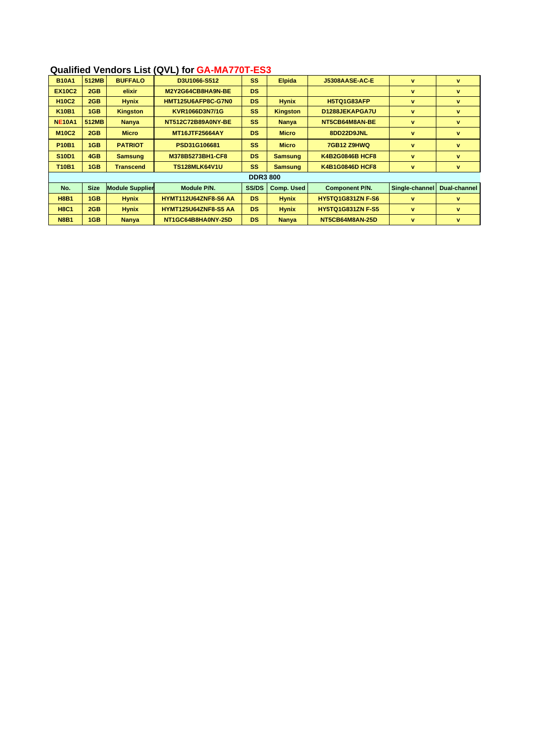## Qualified Vendors List (QVL) for GA-MA770T-ES3

| | | | | | | | | |
|---|---|---|---|---|---|---|---|---|
| B10A1 | 512MB | BUFFALO | D3U1066-S512 | SS | Elpida | J5308AASE-AC-E | v | v |
| EX10C2 | 2GB | elixir | M2Y2G64CB8HA9N-BE | DS | | | v | v |
| H10C2 | 2GB | Hynix | HMT125U6AFP8C-G7N0 | DS | Hynix | H5TQ1G83AFP | v | v |
| K10B1 | 1GB | Kingston | KVR1066D3N7/1G | SS | Kingston | D1288JEKAPGA7U | v | v |
| NE10A1 | 512MB | Nanya | NT512C72B89A0NY-BE | SS | Nanya | NT5CB64M8AN-BE | v | v |
| M10C2 | 2GB | Micro | MT16JTF25664AY | DS | Micro | 8DD22D9JNL | v | v |
| P10B1 | 1GB | PATRIOT | PSD31G106681 | SS | Micro | 7GB12 Z9HWQ | v | v |
| S10D1 | 4GB | Samsung | M378B5273BH1-CF8 | DS | Samsung | K4B2G0846B HCF8 | v | v |
| T10B1 | 1GB | Transcend | TS128MLK64V1U | SS | Samsung | K4B1G0846D HCF8 | v | v |
| **DDR3 800** | | | | | | | | |
| **No.** | **Size** | **Module Supplier** | **Module P/N.** | **SS/DS** | **Comp. Used** | **Component P/N.** | **Single-channel** | **Dual-channel** |
| H8B1 | 1GB | Hynix | HYMT112U64ZNF8-S6 AA | DS | Hynix | HY5TQ1G831ZN F-S6 | v | v |
| H8C1 | 2GB | Hynix | HYMT125U64ZNF8-S5 AA | DS | Hynix | HY5TQ1G831ZN F-S5 | v | v |
| N8B1 | 1GB | Nanya | NT1GC64B8HA0NY-25D | DS | Nanya | NT5CB64M8AN-25D | v | v |